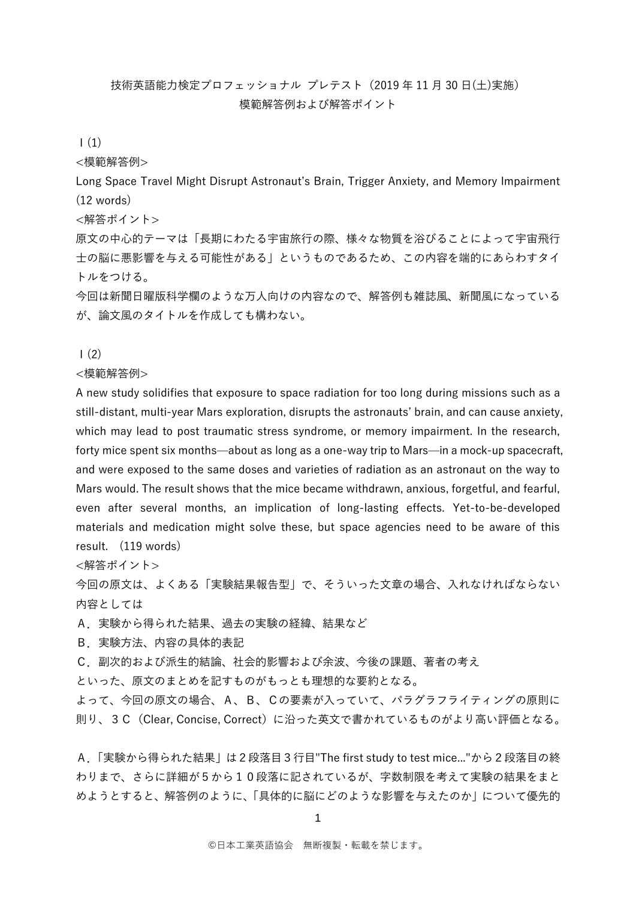# 技術英語能力検定プロフェッショナル プレテスト（2019 年 11 月 30 日(土)実施）
# 模範解答例および解答ポイント

Ｉ(1)

<模範解答例>

Long Space Travel Might Disrupt Astronaut's Brain, Trigger Anxiety, and Memory Impairment (12 words)

<解答ポイント>

原文の中心的テーマは「長期にわたる宇宙旅行の際、様々な物質を浴びることによって宇宙飛行士の脳に悪影響を与える可能性がある」というものであるため、この内容を端的にあらわすタイトルをつける。

今回は新聞日曜版科学欄のような万人向けの内容なので、解答例も雑誌風、新聞風になっているが、論文風のタイトルを作成しても構わない。

Ｉ(2)

<模範解答例>

A new study solidifies that exposure to space radiation for too long during missions such as a still-distant, multi-year Mars exploration, disrupts the astronauts' brain, and can cause anxiety, which may lead to post traumatic stress syndrome, or memory impairment. In the research, forty mice spent six months—about as long as a one-way trip to Mars—in a mock-up spacecraft, and were exposed to the same doses and varieties of radiation as an astronaut on the way to Mars would. The result shows that the mice became withdrawn, anxious, forgetful, and fearful, even after several months, an implication of long-lasting effects. Yet-to-be-developed materials and medication might solve these, but space agencies need to be aware of this result. （119 words）

<解答ポイント>

今回の原文は、よくある「実験結果報告型」で、そういった文章の場合、入れなければならない内容としては

Ａ．実験から得られた結果、過去の実験の経緯、結果など

Ｂ．実験方法、内容の具体的表記

Ｃ．副次的および派生的結論、社会的影響および余波、今後の課題、著者の考え

といった、原文のまとめを記すものがもっとも理想的な要約となる。

よって、今回の原文の場合、Ａ、Ｂ、Ｃの要素が入っていて、パラグラフライティングの原則に則り、３Ｃ（Clear, Concise, Correct）に沿った英文で書かれているものがより高い評価となる。

Ａ.「実験から得られた結果」は２段落目３行目"The first study to test mice..."から２段落目の終わりまで、さらに詳細が５から１０段落に記されているが、字数制限を考えて実験の結果をまとめようとすると、解答例のように、「具体的に脳にどのような影響を与えたのか」について優先的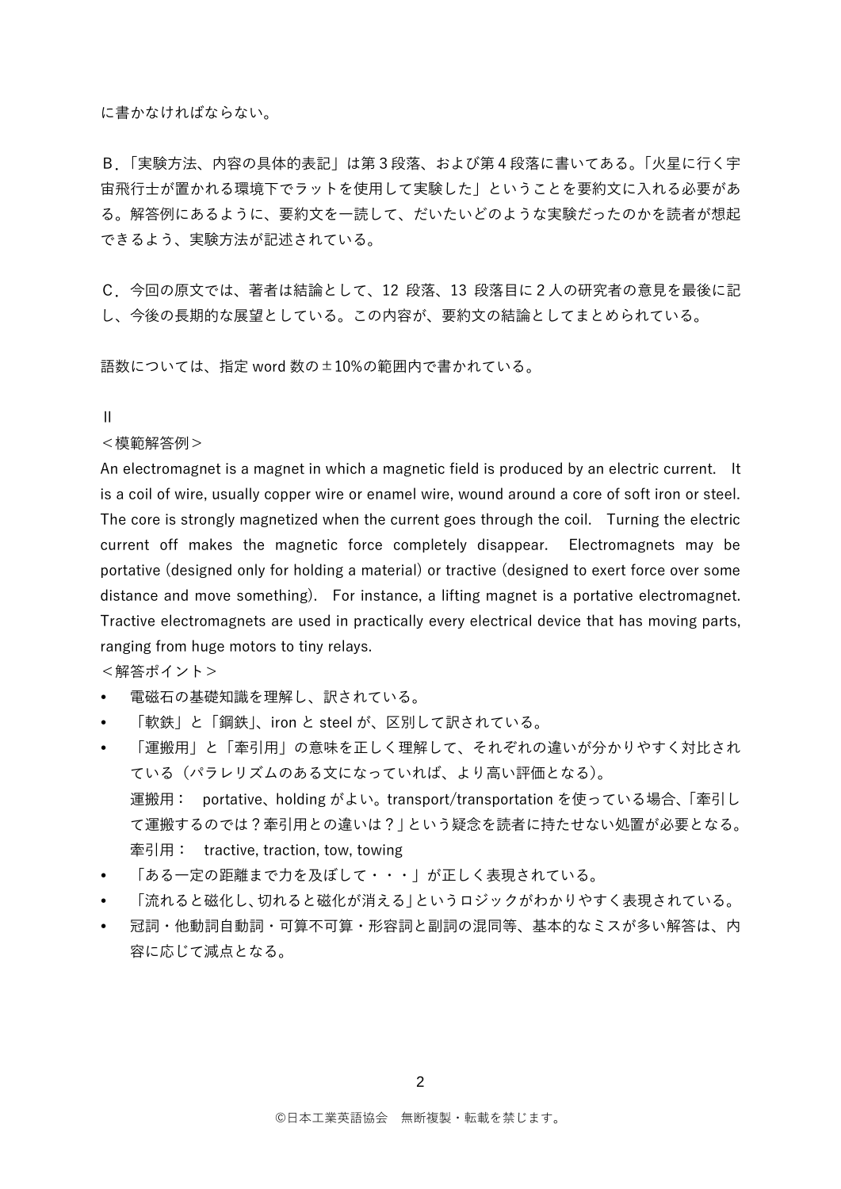に書かなければならない。

B．「実験方法、内容の具体的表記」は第 3 段落、および第 4 段落に書いてある。「火星に行く宇宙飛行士が置かれる環境下でラットを使用して実験した」ということを要約文に入れる必要がある。解答例にあるように、要約文を一読して、だいたいどのような実験だったのかを読者が想起できるよう、実験方法が記述されている。

C．今回の原文では、著者は結論として、12 段落、13 段落目に 2 人の研究者の意見を最後に記し、今後の長期的な展望としている。この内容が、要約文の結論としてまとめられている。

語数については、指定 word 数の±10%の範囲内で書かれている。

II

＜模範解答例＞

An electromagnet is a magnet in which a magnetic field is produced by an electric current. It is a coil of wire, usually copper wire or enamel wire, wound around a core of soft iron or steel. The core is strongly magnetized when the current goes through the coil. Turning the electric current off makes the magnetic force completely disappear. Electromagnets may be portative (designed only for holding a material) or tractive (designed to exert force over some distance and move something). For instance, a lifting magnet is a portative electromagnet. Tractive electromagnets are used in practically every electrical device that has moving parts, ranging from huge motors to tiny relays.

＜解答ポイント＞

- 電磁石の基礎知識を理解し、訳されている。
- 「軟鉄」と「鋼鉄」、iron と steel が、区別して訳されている。
- 「運搬用」と「牽引用」の意味を正しく理解して、それぞれの違いが分かりやすく対比されている（パラレリズムのある文になっていれば、より高い評価となる）。
  運搬用： portative、holding がよい。transport/transportation を使っている場合、「牽引して運搬するのでは？牽引用との違いは？」という疑念を読者に持たせない処置が必要となる。
  牽引用： tractive, traction, tow, towing
- 「ある一定の距離まで力を及ぼして・・・」が正しく表現されている。
- 「流れると磁化し、切れると磁化が消える」というロジックがわかりやすく表現されている。
- 冠詞・他動詞自動詞・可算不可算・形容詞と副詞の混同等、基本的なミスが多い解答は、内容に応じて減点となる。

©日本工業英語協会　無断複製・転載を禁じます。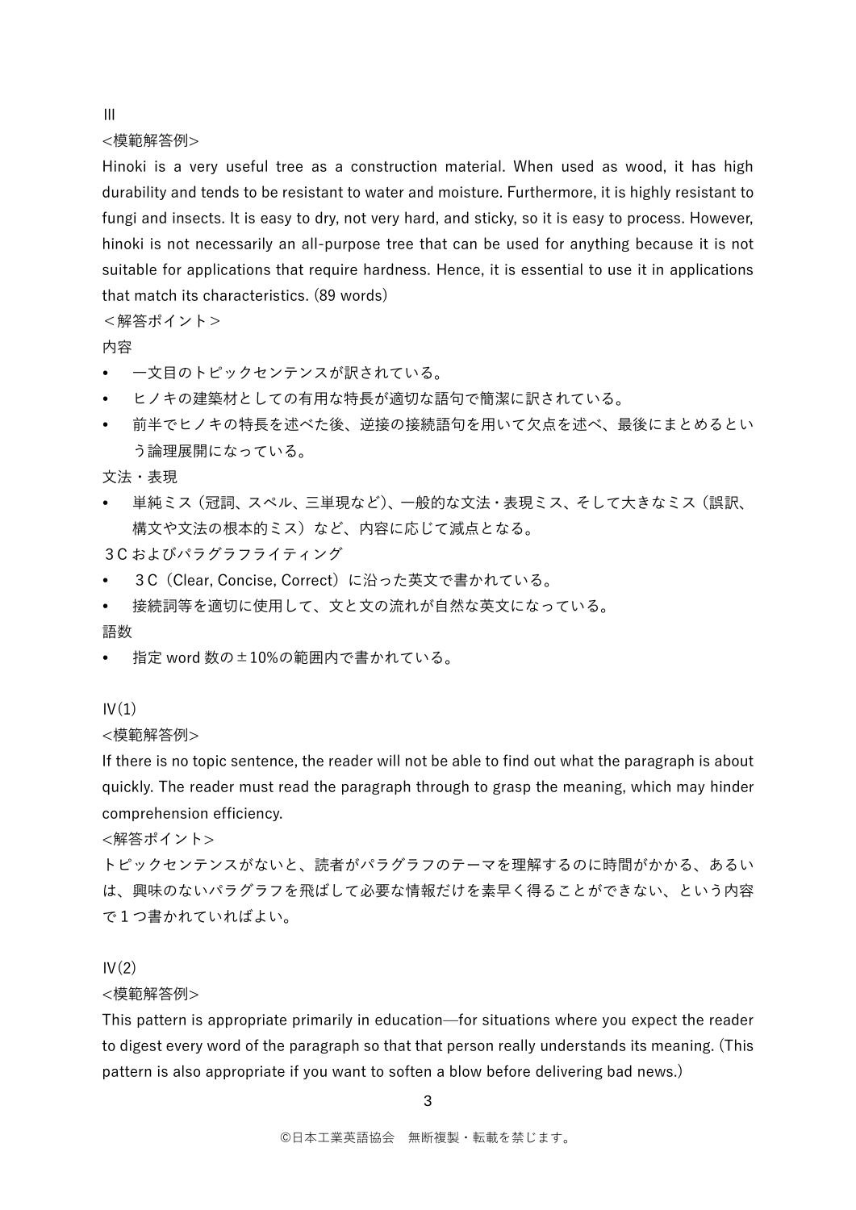## Ⅲ

<模範解答例>

Hinoki is a very useful tree as a construction material. When used as wood, it has high durability and tends to be resistant to water and moisture. Furthermore, it is highly resistant to fungi and insects. It is easy to dry, not very hard, and sticky, so it is easy to process. However, hinoki is not necessarily an all-purpose tree that can be used for anything because it is not suitable for applications that require hardness. Hence, it is essential to use it in applications that match its characteristics. (89 words)

＜解答ポイント＞

内容

- 一文目のトピックセンテンスが訳されている。
- ヒノキの建築材としての有用な特長が適切な語句で簡潔に訳されている。
- 前半でヒノキの特長を述べた後、逆接の接続語句を用いて欠点を述べ、最後にまとめるという論理展開になっている。

文法・表現

- 単純ミス（冠詞、スペル、三単現など）、一般的な文法・表現ミス、そして大きなミス（誤訳、構文や文法の根本的ミス）など、内容に応じて減点となる。

３C およびパラグラフライティング

- ３C（Clear, Concise, Correct）に沿った英文で書かれている。
- 接続詞等を適切に使用して、文と文の流れが自然な英文になっている。

語数

- 指定 word 数の±10%の範囲内で書かれている。

## Ⅳ(1)

<模範解答例>

If there is no topic sentence, the reader will not be able to find out what the paragraph is about quickly. The reader must read the paragraph through to grasp the meaning, which may hinder comprehension efficiency.

<解答ポイント>

トピックセンテンスがないと、読者がパラグラフのテーマを理解するのに時間がかかる、あるいは、興味のないパラグラフを飛ばして必要な情報だけを素早く得ることができない、という内容で１つ書かれていればよい。

## Ⅳ(2)

<模範解答例>

This pattern is appropriate primarily in education—for situations where you expect the reader to digest every word of the paragraph so that that person really understands its meaning. (This pattern is also appropriate if you want to soften a blow before delivering bad news.)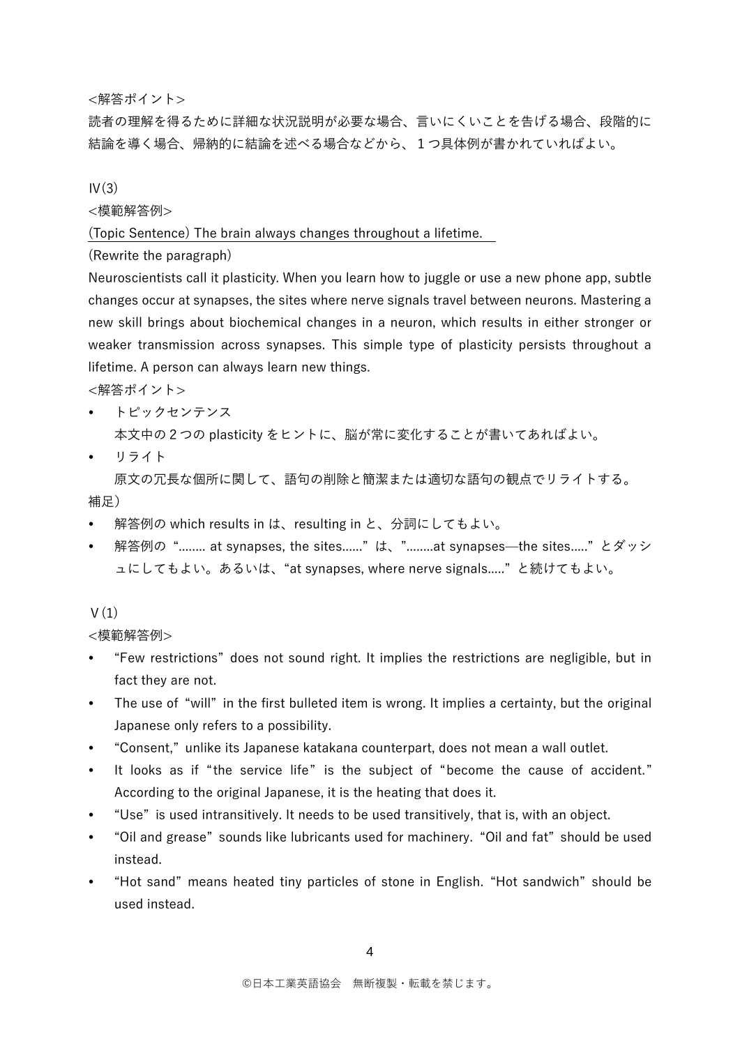<解答ポイント>

読者の理解を得るために詳細な状況説明が必要な場合、言いにくいことを告げる場合、段階的に結論を導く場合、帰納的に結論を述べる場合などから、１つ具体例が書かれていればよい。

Ⅳ(3)

<模範解答例>

(Topic Sentence) The brain always changes throughout a lifetime.

(Rewrite the paragraph)

Neuroscientists call it plasticity. When you learn how to juggle or use a new phone app, subtle changes occur at synapses, the sites where nerve signals travel between neurons. Mastering a new skill brings about biochemical changes in a neuron, which results in either stronger or weaker transmission across synapses. This simple type of plasticity persists throughout a lifetime. A person can always learn new things.

<解答ポイント>

- トピックセンテンス
  本文中の２つの plasticity をヒントに、脳が常に変化することが書いてあればよい。
- リライト
  原文の冗長な個所に関して、語句の削除と簡潔または適切な語句の観点でリライトする。

補足）

- 解答例の which results in は、resulting in と、分詞にしてもよい。
- 解答例の “........ at synapses, the sites......” は、”........at synapses—the sites.....” とダッシュにしてもよい。あるいは、“at synapses, where nerve signals.....” と続けてもよい。

Ⅴ(1)

<模範解答例>

- “Few restrictions” does not sound right. It implies the restrictions are negligible, but in fact they are not.
- The use of “will” in the first bulleted item is wrong. It implies a certainty, but the original Japanese only refers to a possibility.
- “Consent,” unlike its Japanese katakana counterpart, does not mean a wall outlet.
- It looks as if “the service life” is the subject of “become the cause of accident.” According to the original Japanese, it is the heating that does it.
- “Use” is used intransitively. It needs to be used transitively, that is, with an object.
- “Oil and grease” sounds like lubricants used for machinery. “Oil and fat” should be used instead.
- “Hot sand” means heated tiny particles of stone in English. “Hot sandwich” should be used instead.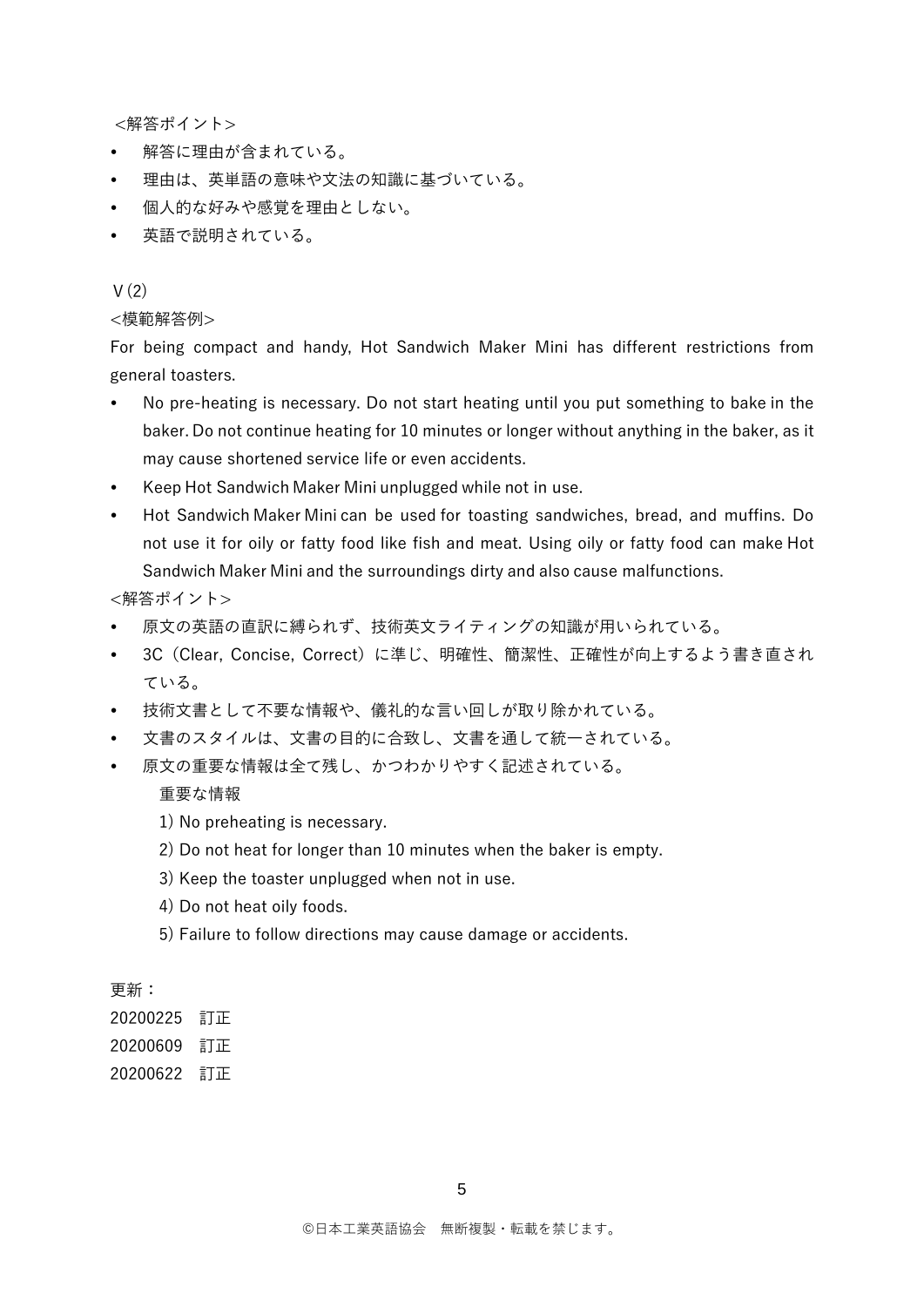＜解答ポイント＞

- 解答に理由が含まれている。
- 理由は、英単語の意味や文法の知識に基づいている。
- 個人的な好みや感覚を理由としない。
- 英語で説明されている。

V(2)

<模範解答例>

For being compact and handy, Hot Sandwich Maker Mini has different restrictions from general toasters.

- No pre-heating is necessary. Do not start heating until you put something to bake in the baker. Do not continue heating for 10 minutes or longer without anything in the baker, as it may cause shortened service life or even accidents.
- Keep Hot Sandwich Maker Mini unplugged while not in use.
- Hot Sandwich Maker Mini can be used for toasting sandwiches, bread, and muffins. Do not use it for oily or fatty food like fish and meat. Using oily or fatty food can make Hot Sandwich Maker Mini and the surroundings dirty and also cause malfunctions.

<解答ポイント>

- 原文の英語の直訳に縛られず、技術英文ライティングの知識が用いられている。
- 3C（Clear, Concise, Correct）に準じ、明確性、簡潔性、正確性が向上するよう書き直されている。
- 技術文書として不要な情報や、儀礼的な言い回しが取り除かれている。
- 文書のスタイルは、文書の目的に合致し、文書を通して統一されている。
- 原文の重要な情報は全て残し、かつわかりやすく記述されている。

  重要な情報

  1) No preheating is necessary.
  2) Do not heat for longer than 10 minutes when the baker is empty.
  3) Keep the toaster unplugged when not in use.
  4) Do not heat oily foods.
  5) Failure to follow directions may cause damage or accidents.

更新：

20200225　訂正

20200609　訂正

20200622　訂正

©日本工業英語協会　無断複製・転載を禁じます。